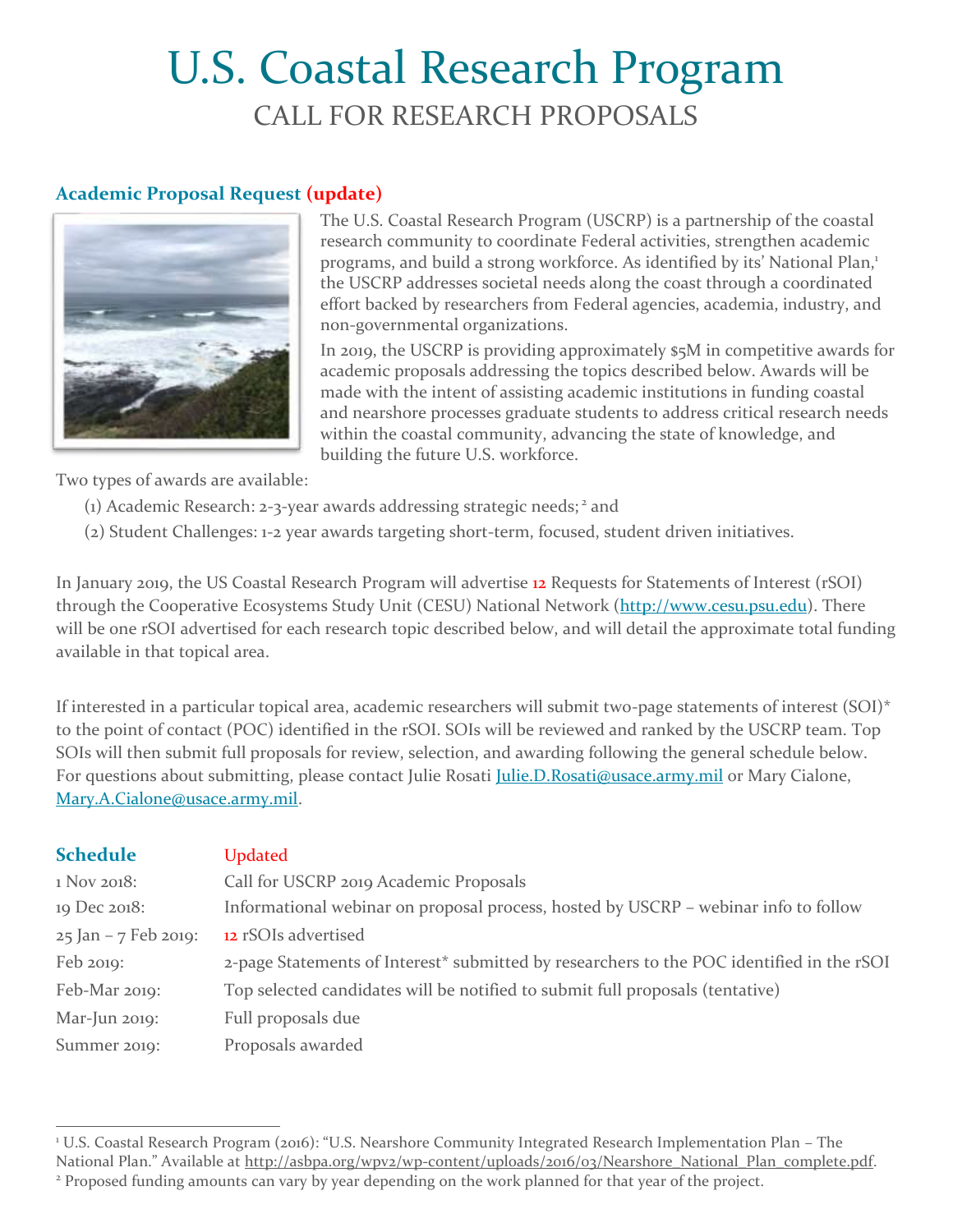# U.S. Coastal Research Program

## CALL FOR RESEARCH PROPOSALS

### Academic Proposal Request (update)

The U.S. Coastal Research Program (USCRP) is a partnership of the coastal research community to coordinate Federal activities, strengthen academic programs, and build a strong workforce. As identified by its' National Plan,[1] the USCRP addresses societal needs along the coast through a coordinated effort backed by researchers from Federal agencies, academia, industry, and non-governmental organizations.

In 2019, the USCRP is providing approximately $5M in competitive awards for academic proposals addressing the topics described below. Awards will be made with the intent of assisting academic institutions in funding coastal and nearshore processes graduate students to address critical research needs within the coastal community, advancing the state of knowledge, and building the future U.S. workforce.

Two types of awards are available:

(1) Academic Research: 2-3-year awards addressing strategic needs;[2] and

(2) Student Challenges: 1-2 year awards targeting short-term, focused, student driven initiatives.

In January 2019, the US Coastal Research Program will advertise 12 Requests for Statements of Interest (rSOI) through the Cooperative Ecosystems Study Unit (CESU) National Network (http://www.cesu.psu.edu). There will be one rSOI advertised for each research topic described below, and will detail the approximate total funding available in that topical area.

If interested in a particular topical area, academic researchers will submit two-page statements of interest (SOI)* to the point of contact (POC) identified in the rSOI. SOIs will be reviewed and ranked by the USCRP team. Top SOIs will then submit full proposals for review, selection, and awarding following the general schedule below. For questions about submitting, please contact Julie Rosati Julie.D.Rosati@usace.army.mil or Mary Cialone, Mary.A.Cialone@usace.army.mil.

| **Schedule** | Updated |
|---|---|
| 1 Nov 2018: | Call for USCRP 2019 Academic Proposals |
| 19 Dec 2018: | Informational webinar on proposal process, hosted by USCRP – webinar info to follow |
| 25 Jan – 7 Feb 2019: | 12 rSOIs advertised |
| Feb 2019: | 2-page Statements of Interest* submitted by researchers to the POC identified in the rSOI |
| Feb-Mar 2019: | Top selected candidates will be notified to submit full proposals (tentative) |
| Mar-Jun 2019: | Full proposals due |
| Summer 2019: | Proposals awarded |

---

[1] U.S. Coastal Research Program (2016): "U.S. Nearshore Community Integrated Research Implementation Plan – The National Plan." Available at http://asbpa.org/wpv2/wp-content/uploads/2016/03/Nearshore_National_Plan_complete.pdf.

[2] Proposed funding amounts can vary by year depending on the work planned for that year of the project.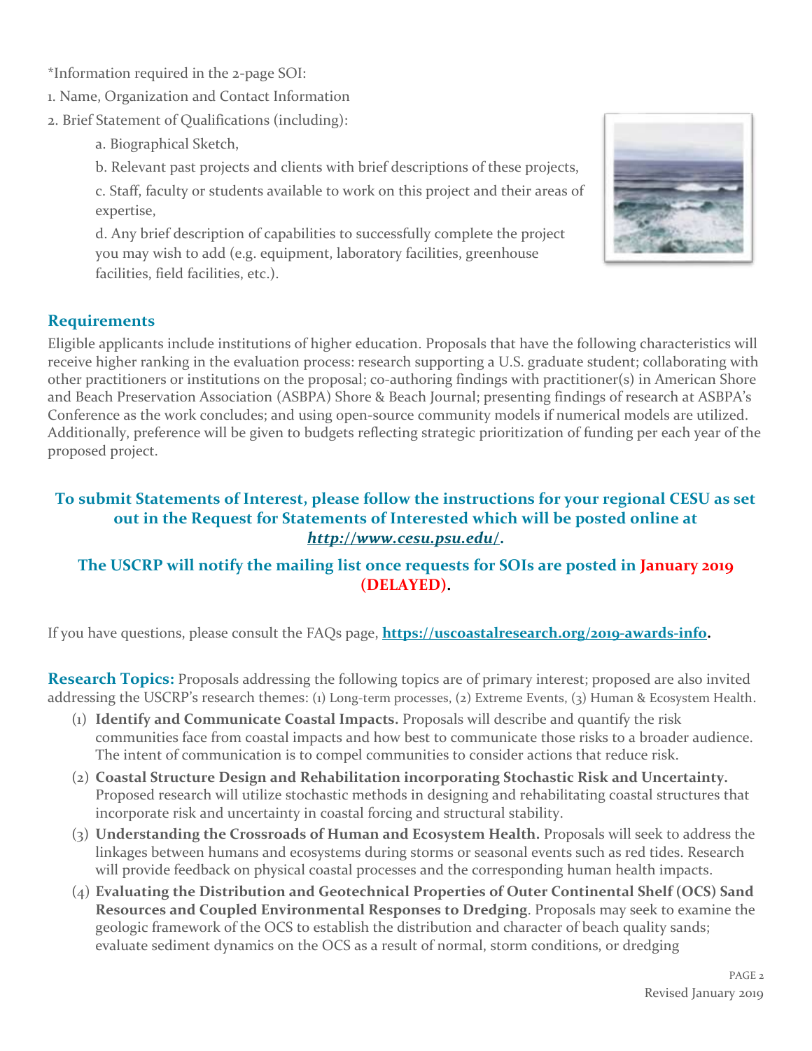*Information required in the 2-page SOI:

1. Name, Organization and Contact Information
2. Brief Statement of Qualifications (including):
   a. Biographical Sketch,
   
   b. Relevant past projects and clients with brief descriptions of these projects,
   
   c. Staff, faculty or students available to work on this project and their areas of expertise,
   
   d. Any brief description of capabilities to successfully complete the project you may wish to add (e.g. equipment, laboratory facilities, greenhouse facilities, field facilities, etc.).

## Requirements

Eligible applicants include institutions of higher education. Proposals that have the following characteristics will receive higher ranking in the evaluation process: research supporting a U.S. graduate student; collaborating with other practitioners or institutions on the proposal; co-authoring findings with practitioner(s) in American Shore and Beach Preservation Association (ASBPA) Shore & Beach Journal; presenting findings of research at ASBPA's Conference as the work concludes; and using open-source community models if numerical models are utilized. Additionally, preference will be given to budgets reflecting strategic prioritization of funding per each year of the proposed project.

**To submit Statements of Interest, please follow the instructions for your regional CESU as set out in the Request for Statements of Interested which will be posted online at *http://www.cesu.psu.edu/*.**

**The USCRP will notify the mailing list once requests for SOIs are posted in January 2019 (DELAYED).**

If you have questions, please consult the FAQs page, **https://uscoastalresearch.org/2019-awards-info.**

**Research Topics:** Proposals addressing the following topics are of primary interest; proposed are also invited addressing the USCRP's research themes: (1) Long-term processes, (2) Extreme Events, (3) Human & Ecosystem Health.

(1) **Identify and Communicate Coastal Impacts.** Proposals will describe and quantify the risk communities face from coastal impacts and how best to communicate those risks to a broader audience. The intent of communication is to compel communities to consider actions that reduce risk.

(2) **Coastal Structure Design and Rehabilitation incorporating Stochastic Risk and Uncertainty.** Proposed research will utilize stochastic methods in designing and rehabilitating coastal structures that incorporate risk and uncertainty in coastal forcing and structural stability.

(3) **Understanding the Crossroads of Human and Ecosystem Health.** Proposals will seek to address the linkages between humans and ecosystems during storms or seasonal events such as red tides. Research will provide feedback on physical coastal processes and the corresponding human health impacts.

(4) **Evaluating the Distribution and Geotechnical Properties of Outer Continental Shelf (OCS) Sand Resources and Coupled Environmental Responses to Dredging**. Proposals may seek to examine the geologic framework of the OCS to establish the distribution and character of beach quality sands; evaluate sediment dynamics on the OCS as a result of normal, storm conditions, or dredging

Revised January 2019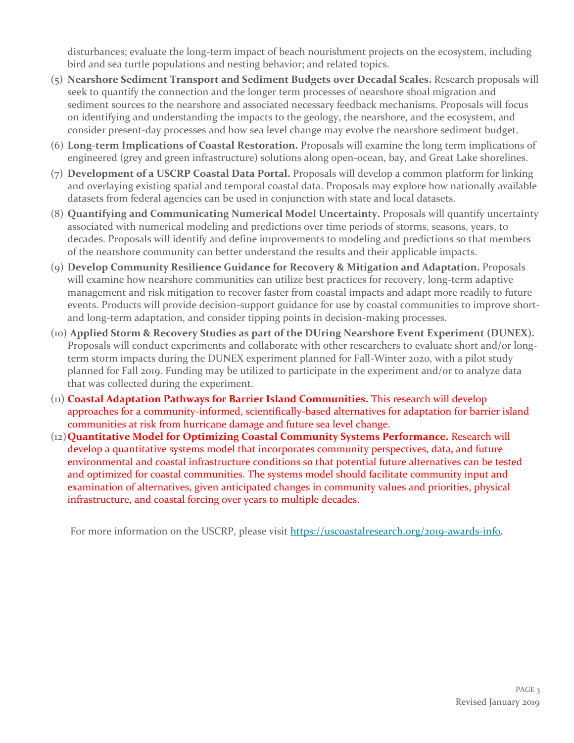disturbances; evaluate the long-term impact of beach nourishment projects on the ecosystem, including bird and sea turtle populations and nesting behavior; and related topics.

(5) **Nearshore Sediment Transport and Sediment Budgets over Decadal Scales.** Research proposals will seek to quantify the connection and the longer term processes of nearshore shoal migration and sediment sources to the nearshore and associated necessary feedback mechanisms. Proposals will focus on identifying and understanding the impacts to the geology, the nearshore, and the ecosystem, and consider present-day processes and how sea level change may evolve the nearshore sediment budget.

(6) **Long-term Implications of Coastal Restoration.** Proposals will examine the long term implications of engineered (grey and green infrastructure) solutions along open-ocean, bay, and Great Lake shorelines.

(7) **Development of a USCRP Coastal Data Portal.** Proposals will develop a common platform for linking and overlaying existing spatial and temporal coastal data. Proposals may explore how nationally available datasets from federal agencies can be used in conjunction with state and local datasets.

(8) **Quantifying and Communicating Numerical Model Uncertainty.** Proposals will quantify uncertainty associated with numerical modeling and predictions over time periods of storms, seasons, years, to decades. Proposals will identify and define improvements to modeling and predictions so that members of the nearshore community can better understand the results and their applicable impacts.

(9) **Develop Community Resilience Guidance for Recovery & Mitigation and Adaptation.** Proposals will examine how nearshore communities can utilize best practices for recovery, long-term adaptive management and risk mitigation to recover faster from coastal impacts and adapt more readily to future events. Products will provide decision-support guidance for use by coastal communities to improve short- and long-term adaptation, and consider tipping points in decision-making processes.

(10) **Applied Storm & Recovery Studies as part of the DUring Nearshore Event Experiment (DUNEX).** Proposals will conduct experiments and collaborate with other researchers to evaluate short and/or long-term storm impacts during the DUNEX experiment planned for Fall-Winter 2020, with a pilot study planned for Fall 2019. Funding may be utilized to participate in the experiment and/or to analyze data that was collected during the experiment.

(11) **Coastal Adaptation Pathways for Barrier Island Communities.** This research will develop approaches for a community-informed, scientifically-based alternatives for adaptation for barrier island communities at risk from hurricane damage and future sea level change.

(12) **Quantitative Model for Optimizing Coastal Community Systems Performance.** Research will develop a quantitative systems model that incorporates community perspectives, data, and future environmental and coastal infrastructure conditions so that potential future alternatives can be tested and optimized for coastal communities. The systems model should facilitate community input and examination of alternatives, given anticipated changes in community values and priorities, physical infrastructure, and coastal forcing over years to multiple decades.

For more information on the USCRP, please visit https://uscoastalresearch.org/2019-awards-info.

Revised January 2019